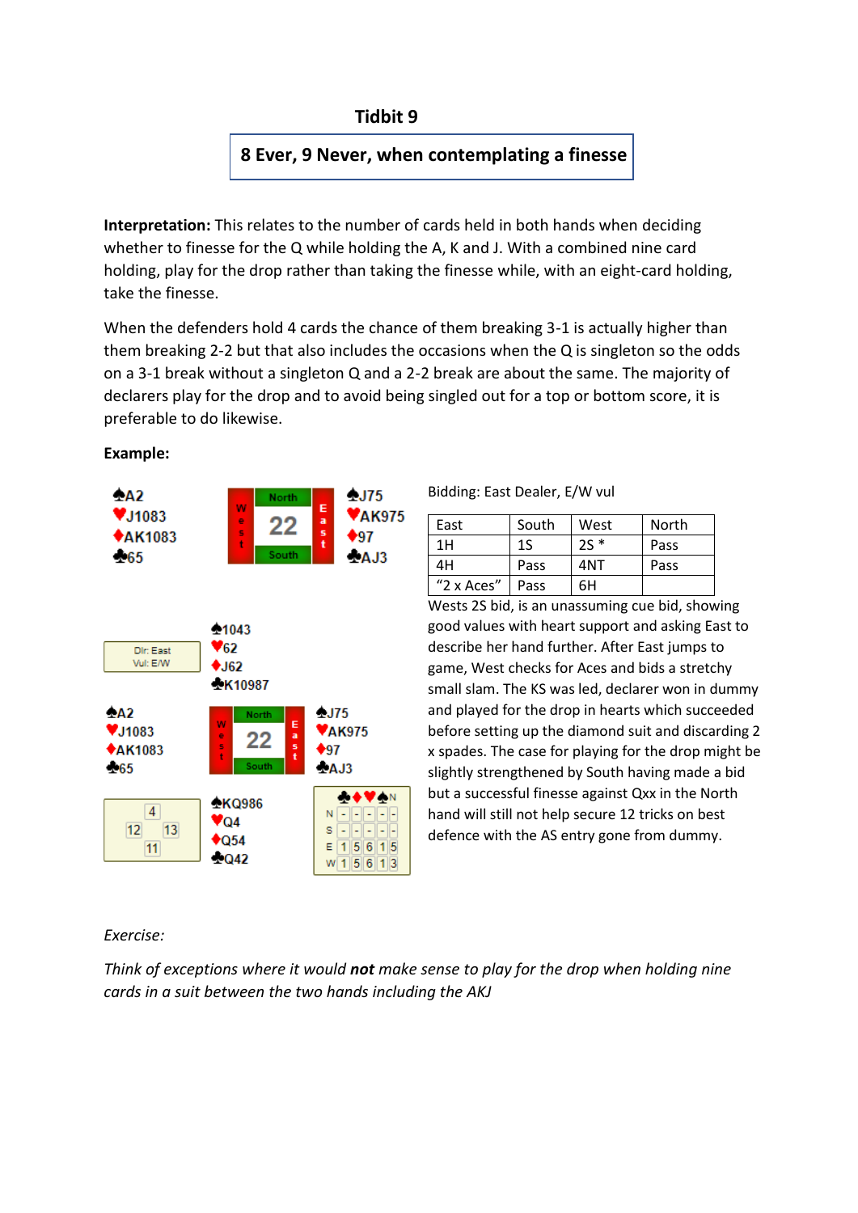## Tidbit 9

**8 Ever, 9 Never, when contemplating a finesse**

**Interpretation:** This relates to the number of cards held in both hands when deciding whether to finesse for the Q while holding the A, K and J. With a combined nine card holding, play for the drop rather than taking the finesse while, with an eight-card holding, take the finesse.

When the defenders hold 4 cards the chance of them breaking 3-1 is actually higher than them breaking 2-2 but that also includes the occasions when the Q is singleton so the odds on a 3-1 break without a singleton Q and a 2-2 break are about the same. The majority of declarers play for the drop and to avoid being singled out for a top or bottom score, it is preferable to do likewise.

**Example:**

West: ♠A2 ♥J1083 ♦AK1083 ♣65

East: ♠J75 ♥AK975 ♦97 ♣AJ3

Bidding: East Dealer, E/W vul

| East | South | West | North |
|---|---|---|---|
| 1H | 1S | 2S * | Pass |
| 4H | Pass | 4NT | Pass |
| "2 x Aces" | Pass | 6H | |

Dlr: East
Vul: E/W

North: ♠1043 ♥62 ♦J62 ♣K10987

West: ♠A2 ♥J1083 ♦AK1083 ♣65

East: ♠J75 ♥AK975 ♦97 ♣AJ3

South: ♠KQ986 ♥Q4 ♦Q54 ♣Q42

HCP: North 4, West 12, East 13, South 11

| | ♣ | ♦ | ♥ | ♠ | N |
|---|---|---|---|---|---|
| N | - | - | - | - | - |
| S | - | - | - | - | - |
| E | 1 | 5 | 6 | 1 | 5 |
| W | 1 | 5 | 6 | 1 | 3 |

Wests 2S bid, is an unassuming cue bid, showing good values with heart support and asking East to describe her hand further. After East jumps to game, West checks for Aces and bids a stretchy small slam. The KS was led, declarer won in dummy and played for the drop in hearts which succeeded before setting up the diamond suit and discarding 2 x spades. The case for playing for the drop might be slightly strengthened by South having made a bid but a successful finesse against Qxx in the North hand will still not help secure 12 tricks on best defence with the AS entry gone from dummy.

*Exercise:*

*Think of exceptions where it would* ***not*** *make sense to play for the drop when holding nine cards in a suit between the two hands including the AKJ*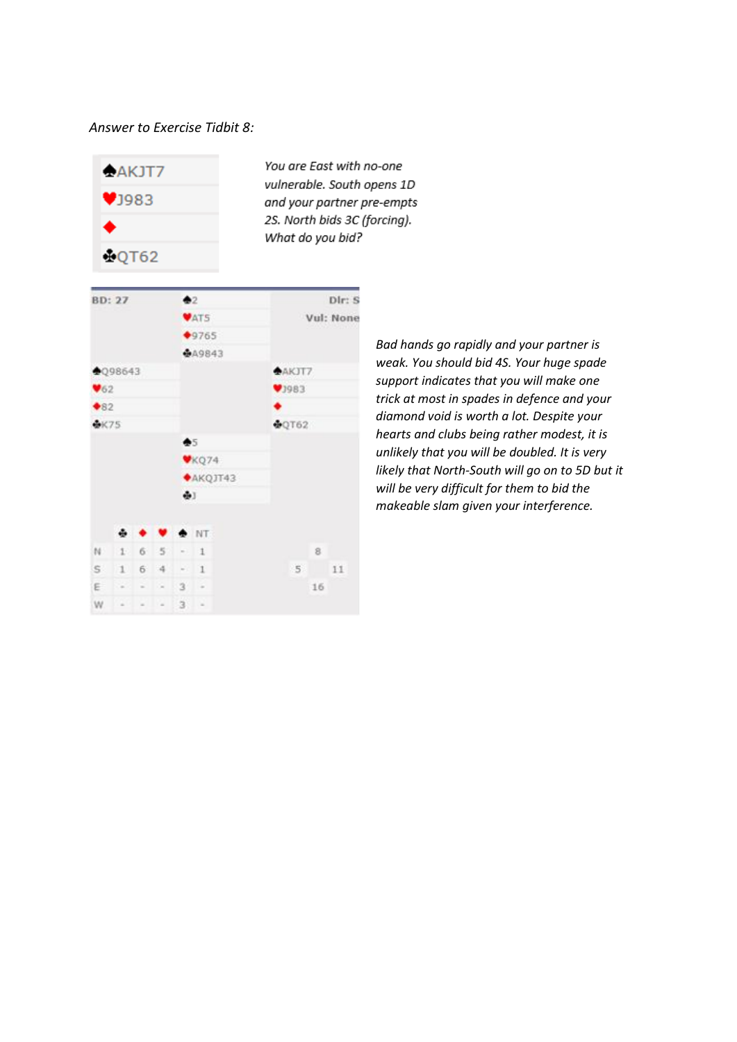*Answer to Exercise Tidbit 8:*

| |
|---|
| ♠AKJT7 |
| ♥J983 |
| ♦ |
| ♣QT62 |

*You are East with no-one vulnerable. South opens 1D and your partner pre-empts 2S. North bids 3C (forcing). What do you bid?*

| BD: 27 | | Dlr: S |
|---|---|---|
| | ♠2 | Vul: None |
| | ♥AT5 | |
| | ♦9765 | |
| | ♣A9843 | |
| ♠Q98643 | | ♠AKJT7 |
| ♥62 | | ♥J983 |
| ♦82 | | ♦ |
| ♣K75 | | ♣QT62 |
| | ♠5 | |
| | ♥KQ74 | |
| | ♦AKQJT43 | |
| | ♣J | |

| | ♣ | ♦ | ♥ | ♠ | NT |
|---|---|---|---|---|---|
| N | 1 | 6 | 5 | - | 1 |
| S | 1 | 6 | 4 | - | 1 |
| E | - | - | - | 3 | - |
| W | - | - | - | 3 | - |

8

5 11

16

*Bad hands go rapidly and your partner is weak. You should bid 4S. Your huge spade support indicates that you will make one trick at most in spades in defence and your diamond void is worth a lot. Despite your hearts and clubs being rather modest, it is unlikely that you will be doubled. It is very likely that North-South will go on to 5D but it will be very difficult for them to bid the makeable slam given your interference.*